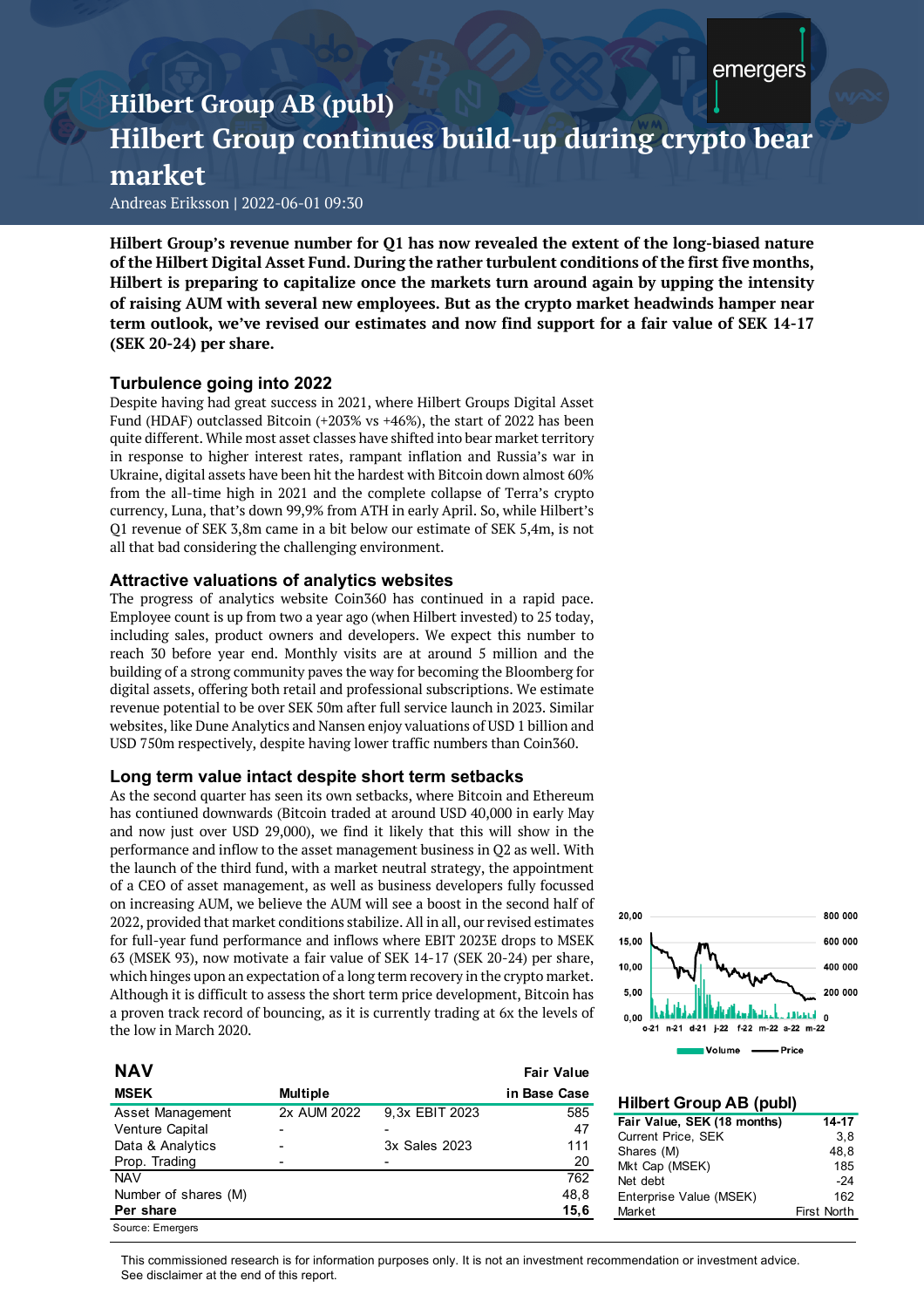emergers

# Hilbert Group AB (publ)

# Hilbert Group continues build-up during crypto bear market

Andreas Eriksson | 2022-06-01 09:30

**Hilbert Group's revenue number for Q1 has now revealed the extent of the long-biased nature of the Hilbert Digital Asset Fund. During the rather turbulent conditions of the first five months, Hilbert is preparing to capitalize once the markets turn around again by upping the intensity of raising AUM with several new employees. But as the crypto market headwinds hamper near term outlook, we've revised our estimates and now find support for a fair value of SEK 14-17 (SEK 20-24) per share.**

## Turbulence going into 2022

Despite having had great success in 2021, where Hilbert Groups Digital Asset Fund (HDAF) outclassed Bitcoin (+203% vs +46%), the start of 2022 has been quite different. While most asset classes have shifted into bear market territory in response to higher interest rates, rampant inflation and Russia's war in Ukraine, digital assets have been hit the hardest with Bitcoin down almost 60% from the all-time high in 2021 and the complete collapse of Terra's crypto currency, Luna, that's down 99,9% from ATH in early April. So, while Hilbert's Q1 revenue of SEK 3,8m came in a bit below our estimate of SEK 5,4m, is not all that bad considering the challenging environment.

## Attractive valuations of analytics websites

The progress of analytics website Coin360 has continued in a rapid pace. Employee count is up from two a year ago (when Hilbert invested) to 25 today, including sales, product owners and developers. We expect this number to reach 30 before year end. Monthly visits are at around 5 million and the building of a strong community paves the way for becoming the Bloomberg for digital assets, offering both retail and professional subscriptions. We estimate revenue potential to be over SEK 50m after full service launch in 2023. Similar websites, like Dune Analytics and Nansen enjoy valuations of USD 1 billion and USD 750m respectively, despite having lower traffic numbers than Coin360.

## Long term value intact despite short term setbacks

As the second quarter has seen its own setbacks, where Bitcoin and Ethereum has contiuned downwards (Bitcoin traded at around USD 40,000 in early May and now just over USD 29,000), we find it likely that this will show in the performance and inflow to the asset management business in Q2 as well. With the launch of the third fund, with a market neutral strategy, the appointment of a CEO of asset management, as well as business developers fully focussed on increasing AUM, we believe the AUM will see a boost in the second half of 2022, provided that market conditions stabilize. All in all, our revised estimates for full-year fund performance and inflows where EBIT 2023E drops to MSEK 63 (MSEK 93), now motivate a fair value of SEK 14-17 (SEK 20-24) per share, which hinges upon an expectation of a long term recovery in the crypto market. Although it is difficult to assess the short term price development, Bitcoin has a proven track record of bouncing, as it is currently trading at 6x the levels of the low in March 2020.

20,00
15,00
10,00
5,00
0,00
800 000
600 000
400 000
200 000
0
o-21 n-21 d-21 j-22 f-22 m-22 a-22 m-22
Volume
Price

## NAV

| MSEK | Multiple | | Fair Value in Base Case |
|---|---|---|---|
| Asset Management | 2x AUM 2022 | 9,3x EBIT 2023 | 585 |
| Venture Capital | - | - | 47 |
| Data & Analytics | - | 3x Sales 2023 | 111 |
| Prop. Trading | - | - | 20 |
| NAV | | | 762 |
| Number of shares (M) | | | 48,8 |
| **Per share** | | | **15,6** |

Source: Emergers

## Hilbert Group AB (publ)

| | |
|---|---|
| **Fair Value, SEK (18 months)** | **14-17** |
| Current Price, SEK | 3,8 |
| Shares (M) | 48,8 |
| Mkt Cap (MSEK) | 185 |
| Net debt | -24 |
| Enterprise Value (MSEK) | 162 |
| Market | First North |

This commissioned research is for information purposes only. It is not an investment recommendation or investment advice. See disclaimer at the end of this report.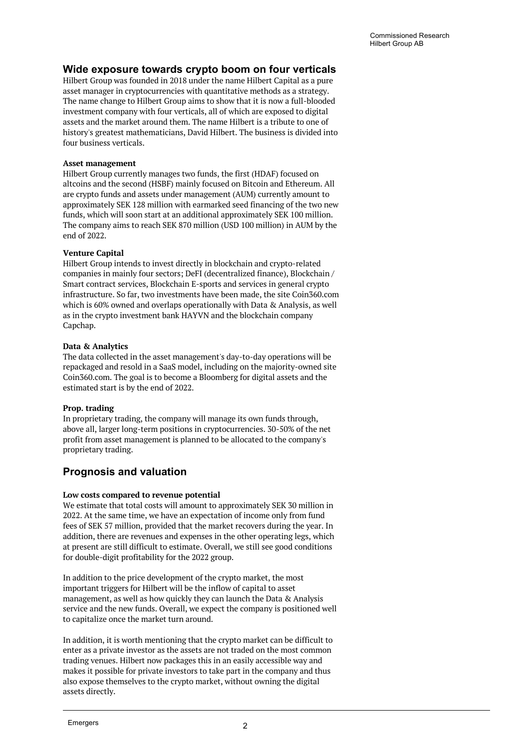## Wide exposure towards crypto boom on four verticals

Hilbert Group was founded in 2018 under the name Hilbert Capital as a pure asset manager in cryptocurrencies with quantitative methods as a strategy. The name change to Hilbert Group aims to show that it is now a full-blooded investment company with four verticals, all of which are exposed to digital assets and the market around them. The name Hilbert is a tribute to one of history's greatest mathematicians, David Hilbert. The business is divided into four business verticals.

**Asset management**

Hilbert Group currently manages two funds, the first (HDAF) focused on altcoins and the second (HSBF) mainly focused on Bitcoin and Ethereum. All are crypto funds and assets under management (AUM) currently amount to approximately SEK 128 million with earmarked seed financing of the two new funds, which will soon start at an additional approximately SEK 100 million. The company aims to reach SEK 870 million (USD 100 million) in AUM by the end of 2022.

**Venture Capital**

Hilbert Group intends to invest directly in blockchain and crypto-related companies in mainly four sectors; DeFI (decentralized finance), Blockchain / Smart contract services, Blockchain E-sports and services in general crypto infrastructure. So far, two investments have been made, the site Coin360.com which is 60% owned and overlaps operationally with Data & Analysis, as well as in the crypto investment bank HAYVN and the blockchain company Capchap.

**Data & Analytics**

The data collected in the asset management's day-to-day operations will be repackaged and resold in a SaaS model, including on the majority-owned site Coin360.com. The goal is to become a Bloomberg for digital assets and the estimated start is by the end of 2022.

**Prop. trading**

In proprietary trading, the company will manage its own funds through, above all, larger long-term positions in cryptocurrencies. 30-50% of the net profit from asset management is planned to be allocated to the company's proprietary trading.

## Prognosis and valuation

**Low costs compared to revenue potential**

We estimate that total costs will amount to approximately SEK 30 million in 2022. At the same time, we have an expectation of income only from fund fees of SEK 57 million, provided that the market recovers during the year. In addition, there are revenues and expenses in the other operating legs, which at present are still difficult to estimate. Overall, we still see good conditions for double-digit profitability for the 2022 group.

In addition to the price development of the crypto market, the most important triggers for Hilbert will be the inflow of capital to asset management, as well as how quickly they can launch the Data & Analysis service and the new funds. Overall, we expect the company is positioned well to capitalize once the market turn around.

In addition, it is worth mentioning that the crypto market can be difficult to enter as a private investor as the assets are not traded on the most common trading venues. Hilbert now packages this in an easily accessible way and makes it possible for private investors to take part in the company and thus also expose themselves to the crypto market, without owning the digital assets directly.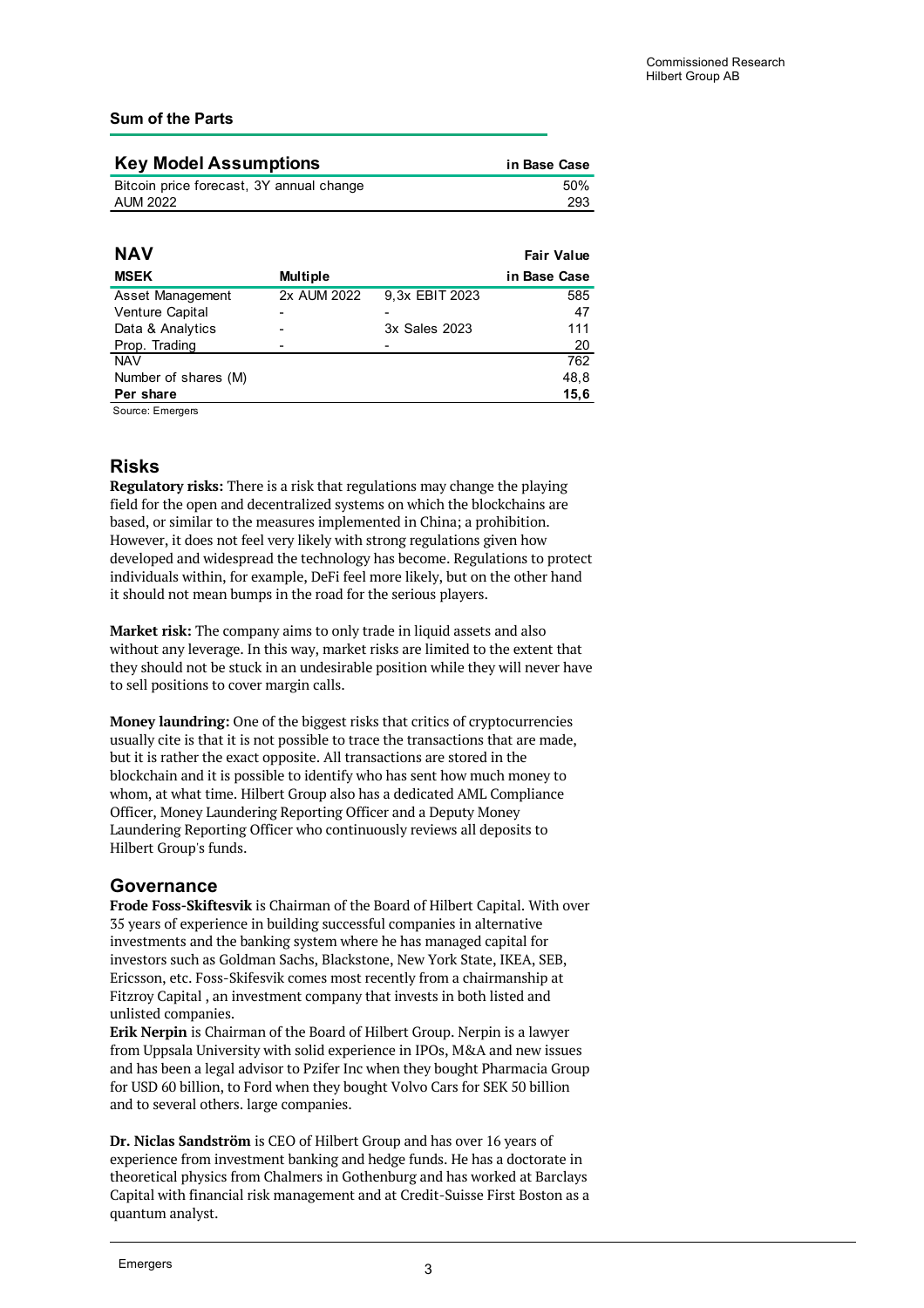## Sum of the Parts

| Key Model Assumptions | in Base Case |
|---|---|
| Bitcoin price forecast, 3Y annual change | 50% |
| AUM 2022 | 293 |

| NAV | | | Fair Value |
|---|---|---|---|
| **MSEK** | **Multiple** | | **in Base Case** |
| Asset Management | 2x AUM 2022 | 9,3x EBIT 2023 | 585 |
| Venture Capital | - | - | 47 |
| Data & Analytics | - | 3x Sales 2023 | 111 |
| Prop. Trading | - | - | 20 |
| NAV | | | 762 |
| Number of shares (M) | | | 48,8 |
| **Per share** | | | **15,6** |

Source: Emergers

## Risks

**Regulatory risks:** There is a risk that regulations may change the playing field for the open and decentralized systems on which the blockchains are based, or similar to the measures implemented in China; a prohibition. However, it does not feel very likely with strong regulations given how developed and widespread the technology has become. Regulations to protect individuals within, for example, DeFi feel more likely, but on the other hand it should not mean bumps in the road for the serious players.

**Market risk:** The company aims to only trade in liquid assets and also without any leverage. In this way, market risks are limited to the extent that they should not be stuck in an undesirable position while they will never have to sell positions to cover margin calls.

**Money laundring:** One of the biggest risks that critics of cryptocurrencies usually cite is that it is not possible to trace the transactions that are made, but it is rather the exact opposite. All transactions are stored in the blockchain and it is possible to identify who has sent how much money to whom, at what time. Hilbert Group also has a dedicated AML Compliance Officer, Money Laundering Reporting Officer and a Deputy Money Laundering Reporting Officer who continuously reviews all deposits to Hilbert Group's funds.

## Governance

**Frode Foss-Skiftesvik** is Chairman of the Board of Hilbert Capital. With over 35 years of experience in building successful companies in alternative investments and the banking system where he has managed capital for investors such as Goldman Sachs, Blackstone, New York State, IKEA, SEB, Ericsson, etc. Foss-Skifesvik comes most recently from a chairmanship at Fitzroy Capital , an investment company that invests in both listed and unlisted companies.

**Erik Nerpin** is Chairman of the Board of Hilbert Group. Nerpin is a lawyer from Uppsala University with solid experience in IPOs, M&A and new issues and has been a legal advisor to Pzifer Inc when they bought Pharmacia Group for USD 60 billion, to Ford when they bought Volvo Cars for SEK 50 billion and to several others. large companies.

**Dr. Niclas Sandström** is CEO of Hilbert Group and has over 16 years of experience from investment banking and hedge funds. He has a doctorate in theoretical physics from Chalmers in Gothenburg and has worked at Barclays Capital with financial risk management and at Credit-Suisse First Boston as a quantum analyst.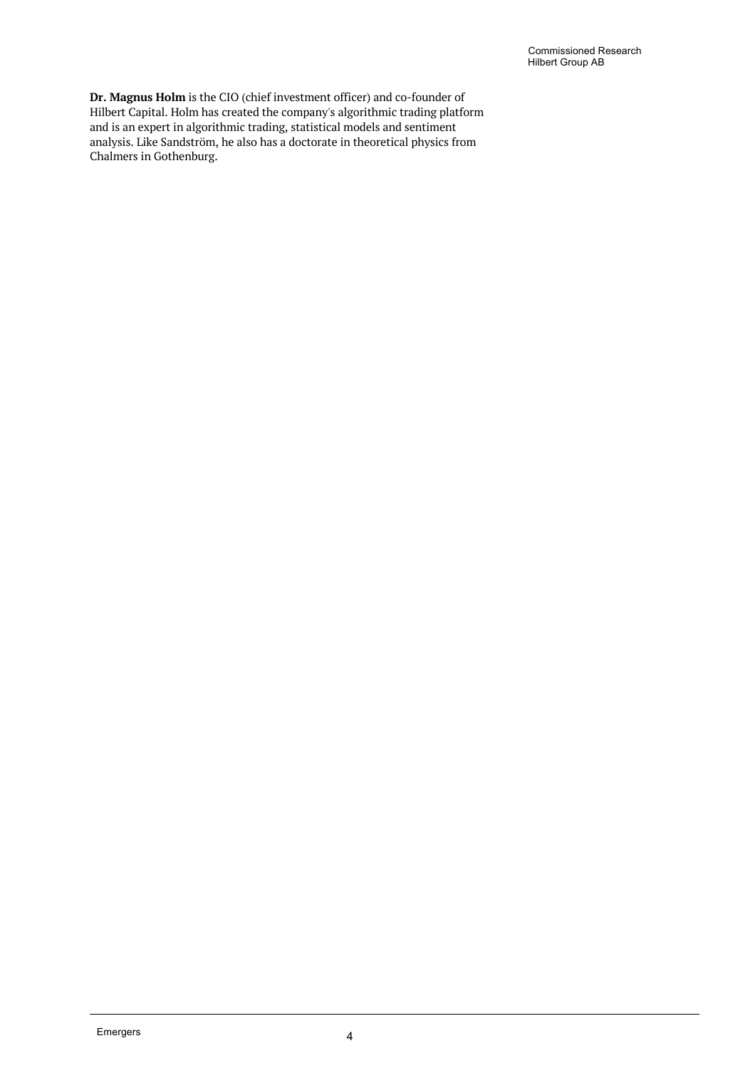**Dr. Magnus Holm** is the CIO (chief investment officer) and co-founder of Hilbert Capital. Holm has created the company's algorithmic trading platform and is an expert in algorithmic trading, statistical models and sentiment analysis. Like Sandström, he also has a doctorate in theoretical physics from Chalmers in Gothenburg.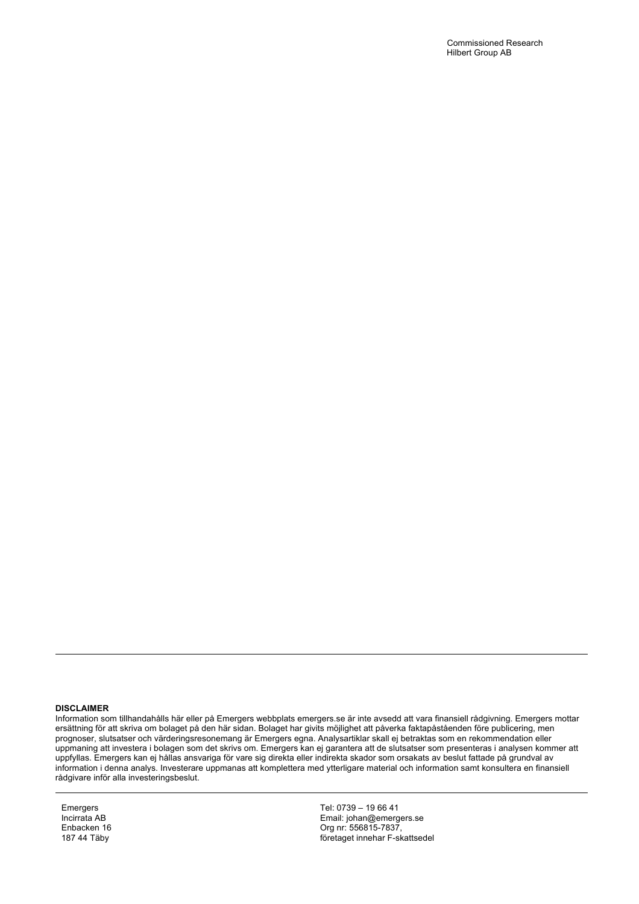**DISCLAIMER**

Information som tillhandahålls här eller på Emergers webbplats emergers.se är inte avsedd att vara finansiell rådgivning. Emergers mottar ersättning för att skriva om bolaget på den här sidan. Bolaget har givits möjlighet att påverka faktapåståenden före publicering, men prognoser, slutsatser och värderingsresonemang är Emergers egna. Analysartiklar skall ej betraktas som en rekommendation eller uppmaning att investera i bolagen som det skrivs om. Emergers kan ej garantera att de slutsatser som presenteras i analysen kommer att uppfyllas. Emergers kan ej hållas ansvariga för vare sig direkta eller indirekta skador som orsakats av beslut fattade på grundval av information i denna analys. Investerare uppmanas att komplettera med ytterligare material och information samt konsultera en finansiell rådgivare inför alla investeringsbeslut.

---

Emergers
Incirrata AB
Enbacken 16
187 44 Täby

Tel: 0739 – 19 66 41
Email: johan@emergers.se
Org nr: 556815-7837,
företaget innehar F-skattsedel